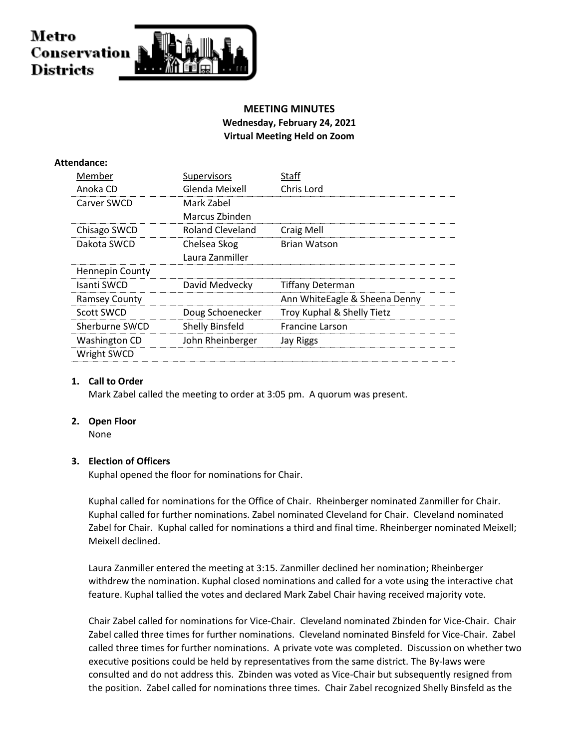Metro Conservation Districts

**MEETING MINUTES**
**Wednesday, February 24, 2021**
**Virtual Meeting Held on Zoom**

**Attendance:**

| Member | Supervisors | Staff |
|---|---|---|
| Anoka CD | Glenda Meixell | Chris Lord |
| Carver SWCD | Mark Zabel<br>Marcus Zbinden | |
| Chisago SWCD | Roland Cleveland | Craig Mell |
| Dakota SWCD | Chelsea Skog<br>Laura Zanmiller | Brian Watson |
| Hennepin County | | |
| Isanti SWCD | David Medvecky | Tiffany Determan |
| Ramsey County | | Ann WhiteEagle & Sheena Denny |
| Scott SWCD | Doug Schoenecker | Troy Kuphal & Shelly Tietz |
| Sherburne SWCD | Shelly Binsfeld | Francine Larson |
| Washington CD | John Rheinberger | Jay Riggs |
| Wright SWCD | | |

1. **Call to Order**
   Mark Zabel called the meeting to order at 3:05 pm. A quorum was present.

2. **Open Floor**
   None

3. **Election of Officers**
   Kuphal opened the floor for nominations for Chair.

   Kuphal called for nominations for the Office of Chair. Rheinberger nominated Zanmiller for Chair. Kuphal called for further nominations. Zabel nominated Cleveland for Chair. Cleveland nominated Zabel for Chair. Kuphal called for nominations a third and final time. Rheinberger nominated Meixell; Meixell declined.

   Laura Zanmiller entered the meeting at 3:15. Zanmiller declined her nomination; Rheinberger withdrew the nomination. Kuphal closed nominations and called for a vote using the interactive chat feature. Kuphal tallied the votes and declared Mark Zabel Chair having received majority vote.

   Chair Zabel called for nominations for Vice-Chair. Cleveland nominated Zbinden for Vice-Chair. Chair Zabel called three times for further nominations. Cleveland nominated Binsfeld for Vice-Chair. Zabel called three times for further nominations. A private vote was completed. Discussion on whether two executive positions could be held by representatives from the same district. The By-laws were consulted and do not address this. Zbinden was voted as Vice-Chair but subsequently resigned from the position. Zabel called for nominations three times. Chair Zabel recognized Shelly Binsfeld as the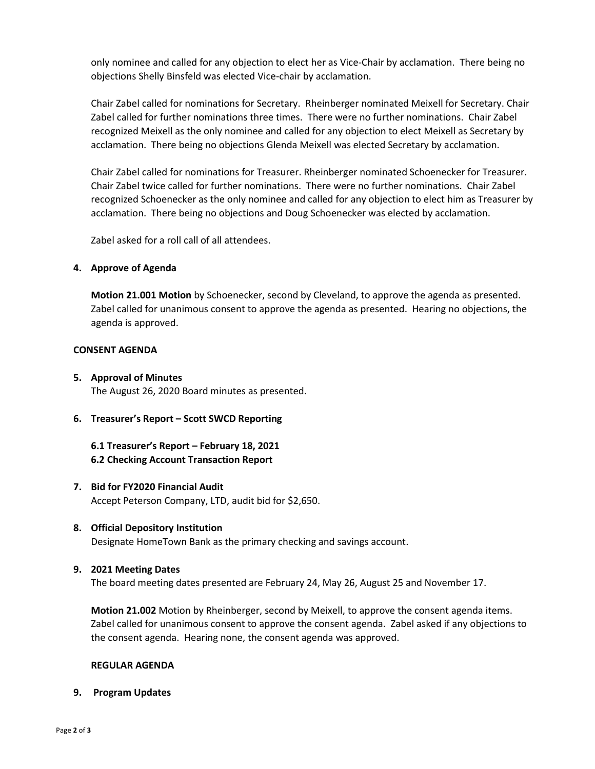only nominee and called for any objection to elect her as Vice-Chair by acclamation. There being no objections Shelly Binsfeld was elected Vice-chair by acclamation.

Chair Zabel called for nominations for Secretary. Rheinberger nominated Meixell for Secretary. Chair Zabel called for further nominations three times. There were no further nominations. Chair Zabel recognized Meixell as the only nominee and called for any objection to elect Meixell as Secretary by acclamation. There being no objections Glenda Meixell was elected Secretary by acclamation.

Chair Zabel called for nominations for Treasurer. Rheinberger nominated Schoenecker for Treasurer. Chair Zabel twice called for further nominations. There were no further nominations. Chair Zabel recognized Schoenecker as the only nominee and called for any objection to elect him as Treasurer by acclamation. There being no objections and Doug Schoenecker was elected by acclamation.

Zabel asked for a roll call of all attendees.

**4. Approve of Agenda**

**Motion 21.001 Motion** by Schoenecker, second by Cleveland, to approve the agenda as presented. Zabel called for unanimous consent to approve the agenda as presented. Hearing no objections, the agenda is approved.

**CONSENT AGENDA**

**5. Approval of Minutes**

The August 26, 2020 Board minutes as presented.

**6. Treasurer's Report – Scott SWCD Reporting**

**6.1 Treasurer's Report – February 18, 2021**
**6.2 Checking Account Transaction Report**

**7. Bid for FY2020 Financial Audit**

Accept Peterson Company, LTD, audit bid for $2,650.

**8. Official Depository Institution**

Designate HomeTown Bank as the primary checking and savings account.

**9. 2021 Meeting Dates**

The board meeting dates presented are February 24, May 26, August 25 and November 17.

**Motion 21.002** Motion by Rheinberger, second by Meixell, to approve the consent agenda items. Zabel called for unanimous consent to approve the consent agenda. Zabel asked if any objections to the consent agenda. Hearing none, the consent agenda was approved.

**REGULAR AGENDA**

**9. Program Updates**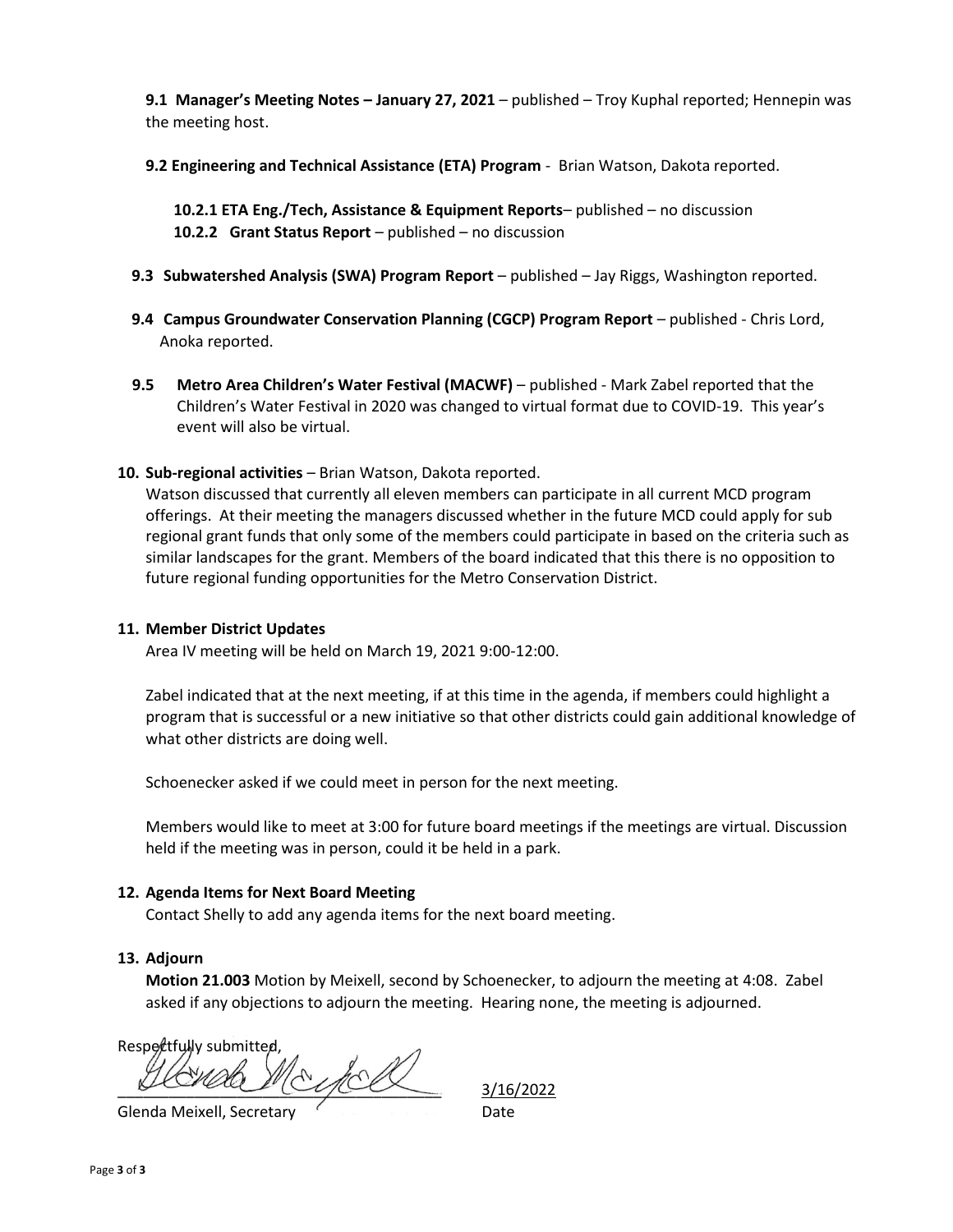**9.1 Manager's Meeting Notes – January 27, 2021** – published – Troy Kuphal reported; Hennepin was the meeting host.

**9.2 Engineering and Technical Assistance (ETA) Program** - Brian Watson, Dakota reported.

**10.2.1 ETA Eng./Tech, Assistance & Equipment Reports**– published – no discussion
**10.2.2 Grant Status Report** – published – no discussion

**9.3 Subwatershed Analysis (SWA) Program Report** – published – Jay Riggs, Washington reported.

**9.4 Campus Groundwater Conservation Planning (CGCP) Program Report** – published - Chris Lord, Anoka reported.

**9.5 Metro Area Children's Water Festival (MACWF)** – published - Mark Zabel reported that the Children's Water Festival in 2020 was changed to virtual format due to COVID-19. This year's event will also be virtual.

**10. Sub-regional activities** – Brian Watson, Dakota reported.
Watson discussed that currently all eleven members can participate in all current MCD program offerings. At their meeting the managers discussed whether in the future MCD could apply for sub regional grant funds that only some of the members could participate in based on the criteria such as similar landscapes for the grant. Members of the board indicated that this there is no opposition to future regional funding opportunities for the Metro Conservation District.

**11. Member District Updates**

Area IV meeting will be held on March 19, 2021 9:00-12:00.

Zabel indicated that at the next meeting, if at this time in the agenda, if members could highlight a program that is successful or a new initiative so that other districts could gain additional knowledge of what other districts are doing well.

Schoenecker asked if we could meet in person for the next meeting.

Members would like to meet at 3:00 for future board meetings if the meetings are virtual. Discussion held if the meeting was in person, could it be held in a park.

**12. Agenda Items for Next Board Meeting**

Contact Shelly to add any agenda items for the next board meeting.

**13. Adjourn**

**Motion 21.003** Motion by Meixell, second by Schoenecker, to adjourn the meeting at 4:08. Zabel asked if any objections to adjourn the meeting. Hearing none, the meeting is adjourned.

Respectfully submitted,

Glenda Meixell, Secretary — 3/16/2022 (Date)